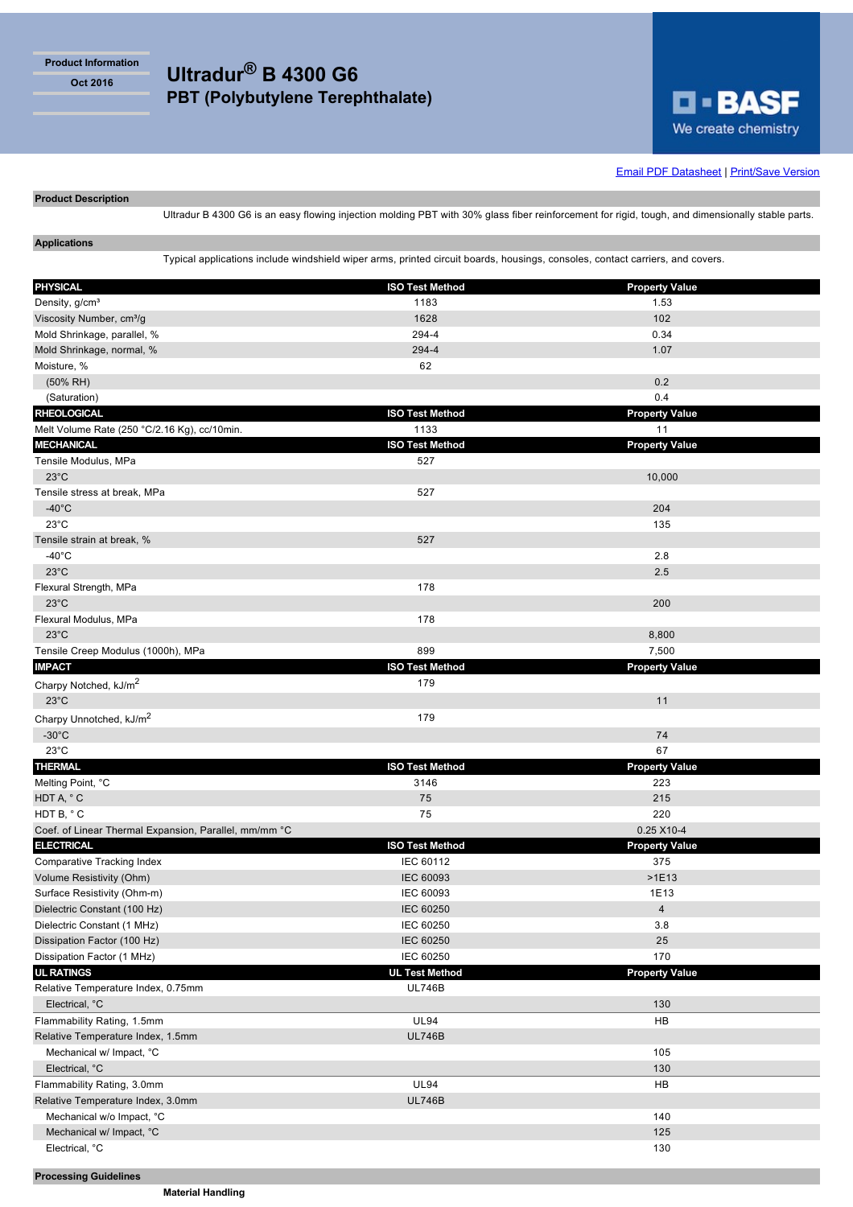Product Information

Oct 2016

# Ultradur® B 4300 G6

## PBT (Polybutylene Terephthalate)

BASF
We create chemistry

Email PDF Datasheet | Print/Save Version

### Product Description

Ultradur B 4300 G6 is an easy flowing injection molding PBT with 30% glass fiber reinforcement for rigid, tough, and dimensionally stable parts.

### Applications

Typical applications include windshield wiper arms, printed circuit boards, housings, consoles, contact carriers, and covers.

| PHYSICAL | ISO Test Method | Property Value |
|---|---|---|
| Density, g/cm³ | 1183 | 1.53 |
| Viscosity Number, cm³/g | 1628 | 102 |
| Mold Shrinkage, parallel, % | 294-4 | 0.34 |
| Mold Shrinkage, normal, % | 294-4 | 1.07 |
| Moisture, % | 62 | |
| (50% RH) | | 0.2 |
| (Saturation) | | 0.4 |
| **RHEOLOGICAL** | **ISO Test Method** | **Property Value** |
| Melt Volume Rate (250 °C/2.16 Kg), cc/10min. | 1133 | 11 |
| **MECHANICAL** | **ISO Test Method** | **Property Value** |
| Tensile Modulus, MPa | 527 | |
| 23°C | | 10,000 |
| Tensile stress at break, MPa | 527 | |
| -40°C | | 204 |
| 23°C | | 135 |
| Tensile strain at break, % | 527 | |
| -40°C | | 2.8 |
| 23°C | | 2.5 |
| Flexural Strength, MPa | 178 | |
| 23°C | | 200 |
| Flexural Modulus, MPa | 178 | |
| 23°C | | 8,800 |
| Tensile Creep Modulus (1000h), MPa | 899 | 7,500 |
| **IMPACT** | **ISO Test Method** | **Property Value** |
| Charpy Notched, kJ/m² | 179 | |
| 23°C | | 11 |
| Charpy Unnotched, kJ/m² | 179 | |
| -30°C | | 74 |
| 23°C | | 67 |
| **THERMAL** | **ISO Test Method** | **Property Value** |
| Melting Point, °C | 3146 | 223 |
| HDT A, ° C | 75 | 215 |
| HDT B, ° C | 75 | 220 |
| Coef. of Linear Thermal Expansion, Parallel, mm/mm °C | | 0.25 X10-4 |
| **ELECTRICAL** | **ISO Test Method** | **Property Value** |
| Comparative Tracking Index | IEC 60112 | 375 |
| Volume Resistivity (Ohm) | IEC 60093 | >1E13 |
| Surface Resistivity (Ohm-m) | IEC 60093 | 1E13 |
| Dielectric Constant (100 Hz) | IEC 60250 | 4 |
| Dielectric Constant (1 MHz) | IEC 60250 | 3.8 |
| Dissipation Factor (100 Hz) | IEC 60250 | 25 |
| Dissipation Factor (1 MHz) | IEC 60250 | 170 |
| **UL RATINGS** | **UL Test Method** | **Property Value** |
| Relative Temperature Index, 0.75mm | UL746B | |
| Electrical, °C | | 130 |
| Flammability Rating, 1.5mm | UL94 | HB |
| Relative Temperature Index, 1.5mm | UL746B | |
| Mechanical w/ Impact, °C | | 105 |
| Electrical, °C | | 130 |
| Flammability Rating, 3.0mm | UL94 | HB |
| Relative Temperature Index, 3.0mm | UL746B | |
| Mechanical w/o Impact, °C | | 140 |
| Mechanical w/ Impact, °C | | 125 |
| Electrical, °C | | 130 |

### Processing Guidelines

**Material Handling**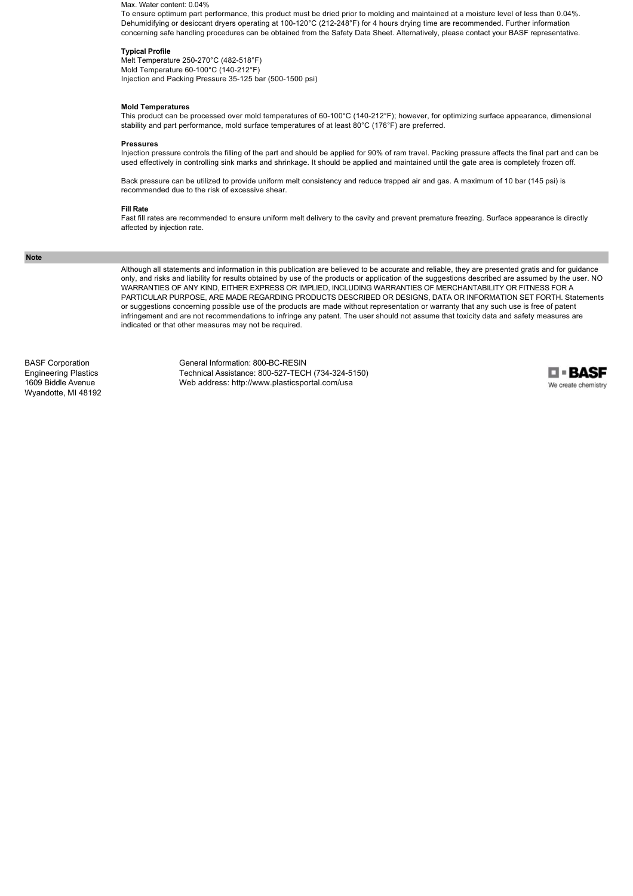Max. Water content: 0.04%

To ensure optimum part performance, this product must be dried prior to molding and maintained at a moisture level of less than 0.04%. Dehumidifying or desiccant dryers operating at 100-120°C (212-248°F) for 4 hours drying time are recommended. Further information concerning safe handling procedures can be obtained from the Safety Data Sheet. Alternatively, please contact your BASF representative.

**Typical Profile**

Melt Temperature 250-270°C (482-518°F)
Mold Temperature 60-100°C (140-212°F)
Injection and Packing Pressure 35-125 bar (500-1500 psi)

**Mold Temperatures**

This product can be processed over mold temperatures of 60-100°C (140-212°F); however, for optimizing surface appearance, dimensional stability and part performance, mold surface temperatures of at least 80°C (176°F) are preferred.

**Pressures**

Injection pressure controls the filling of the part and should be applied for 90% of ram travel. Packing pressure affects the final part and can be used effectively in controlling sink marks and shrinkage. It should be applied and maintained until the gate area is completely frozen off.

Back pressure can be utilized to provide uniform melt consistency and reduce trapped air and gas. A maximum of 10 bar (145 psi) is recommended due to the risk of excessive shear.

**Fill Rate**

Fast fill rates are recommended to ensure uniform melt delivery to the cavity and prevent premature freezing. Surface appearance is directly affected by injection rate.

## Note

Although all statements and information in this publication are believed to be accurate and reliable, they are presented gratis and for guidance only, and risks and liability for results obtained by use of the products or application of the suggestions described are assumed by the user. NO WARRANTIES OF ANY KIND, EITHER EXPRESS OR IMPLIED, INCLUDING WARRANTIES OF MERCHANTABILITY OR FITNESS FOR A PARTICULAR PURPOSE, ARE MADE REGARDING PRODUCTS DESCRIBED OR DESIGNS, DATA OR INFORMATION SET FORTH. Statements or suggestions concerning possible use of the products are made without representation or warranty that any such use is free of patent infringement and are not recommendations to infringe any patent. The user should not assume that toxicity data and safety measures are indicated or that other measures may not be required.

BASF Corporation
Engineering Plastics
1609 Biddle Avenue
Wyandotte, MI 48192

General Information: 800-BC-RESIN
Technical Assistance: 800-527-TECH (734-324-5150)
Web address: http://www.plasticsportal.com/usa

BASF
We create chemistry